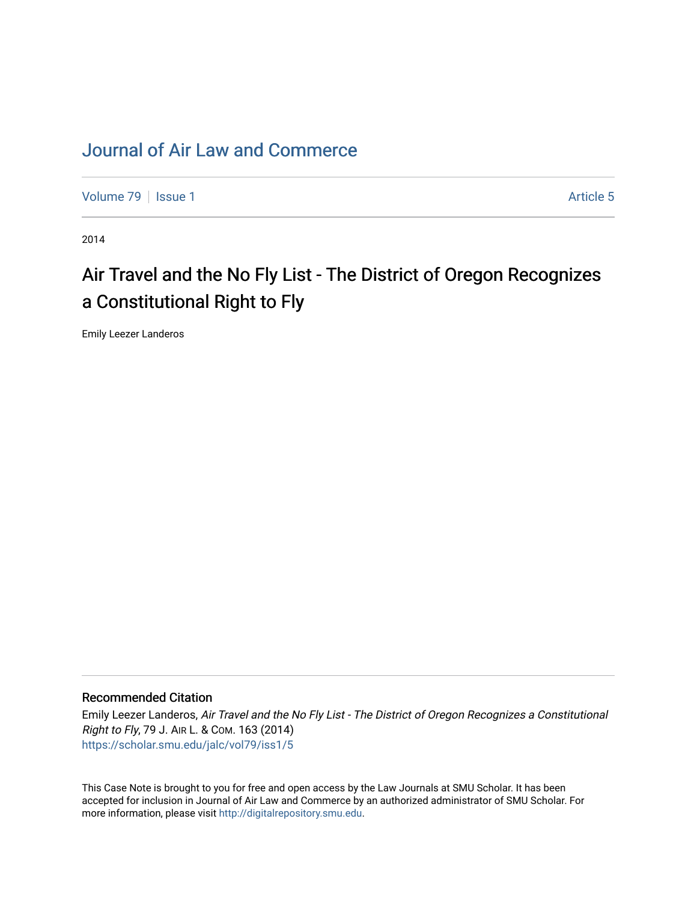# Journal of Air Law and Commerce

Volume 79 | Issue 1 | Article 5

2014

## Air Travel and the No Fly List - The District of Oregon Recognizes a Constitutional Right to Fly

Emily Leezer Landeros

### Recommended Citation

Emily Leezer Landeros, *Air Travel and the No Fly List - The District of Oregon Recognizes a Constitutional Right to Fly*, 79 J. AIR L. & COM. 163 (2014)
https://scholar.smu.edu/jalc/vol79/iss1/5

This Case Note is brought to you for free and open access by the Law Journals at SMU Scholar. It has been accepted for inclusion in Journal of Air Law and Commerce by an authorized administrator of SMU Scholar. For more information, please visit http://digitalrepository.smu.edu.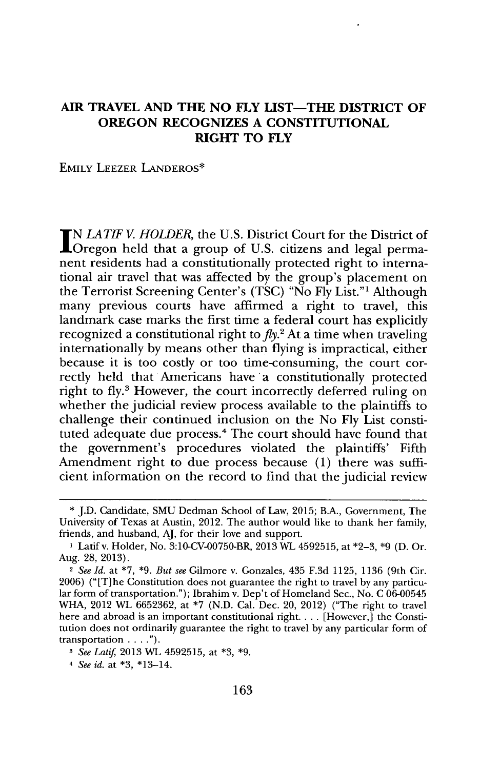# AIR TRAVEL AND THE NO FLY LIST—THE DISTRICT OF OREGON RECOGNIZES A CONSTITUTIONAL RIGHT TO FLY

EMILY LEEZER LANDEROS*

IN *LATIF V. HOLDER*, the U.S. District Court for the District of Oregon held that a group of U.S. citizens and legal permanent residents had a constitutionally protected right to international air travel that was affected by the group's placement on the Terrorist Screening Center's (TSC) "No Fly List."[1] Although many previous courts have affirmed a right to travel, this landmark case marks the first time a federal court has explicitly recognized a constitutional right to *fly*.[2] At a time when traveling internationally by means other than flying is impractical, either because it is too costly or too time-consuming, the court correctly held that Americans have a constitutionally protected right to fly.[3] However, the court incorrectly deferred ruling on whether the judicial review process available to the plaintiffs to challenge their continued inclusion on the No Fly List constituted adequate due process.[4] The court should have found that the government's procedures violated the plaintiffs' Fifth Amendment right to due process because (1) there was sufficient information on the record to find that the judicial review

---

\* J.D. Candidate, SMU Dedman School of Law, 2015; B.A., Government, The University of Texas at Austin, 2012. The author would like to thank her family, friends, and husband, AJ, for their love and support.

1 Latif v. Holder, No. 3:10-CV-00750-BR, 2013 WL 4592515, at *2–3, *9 (D. Or. Aug. 28, 2013).

2 *See Id.* at *7, *9. *But see* Gilmore v. Gonzales, 435 F.3d 1125, 1136 (9th Cir. 2006) ("[T]he Constitution does not guarantee the right to travel by any particular form of transportation."); Ibrahim v. Dep't of Homeland Sec., No. C 06-00545 WHA, 2012 WL 6652362, at *7 (N.D. Cal. Dec. 20, 2012) ("The right to travel here and abroad is an important constitutional right. . . . [However,] the Constitution does not ordinarily guarantee the right to travel by any particular form of transportation . . . .").

3 *See Latif*, 2013 WL 4592515, at *3, *9.

4 *See id.* at *3, *13–14.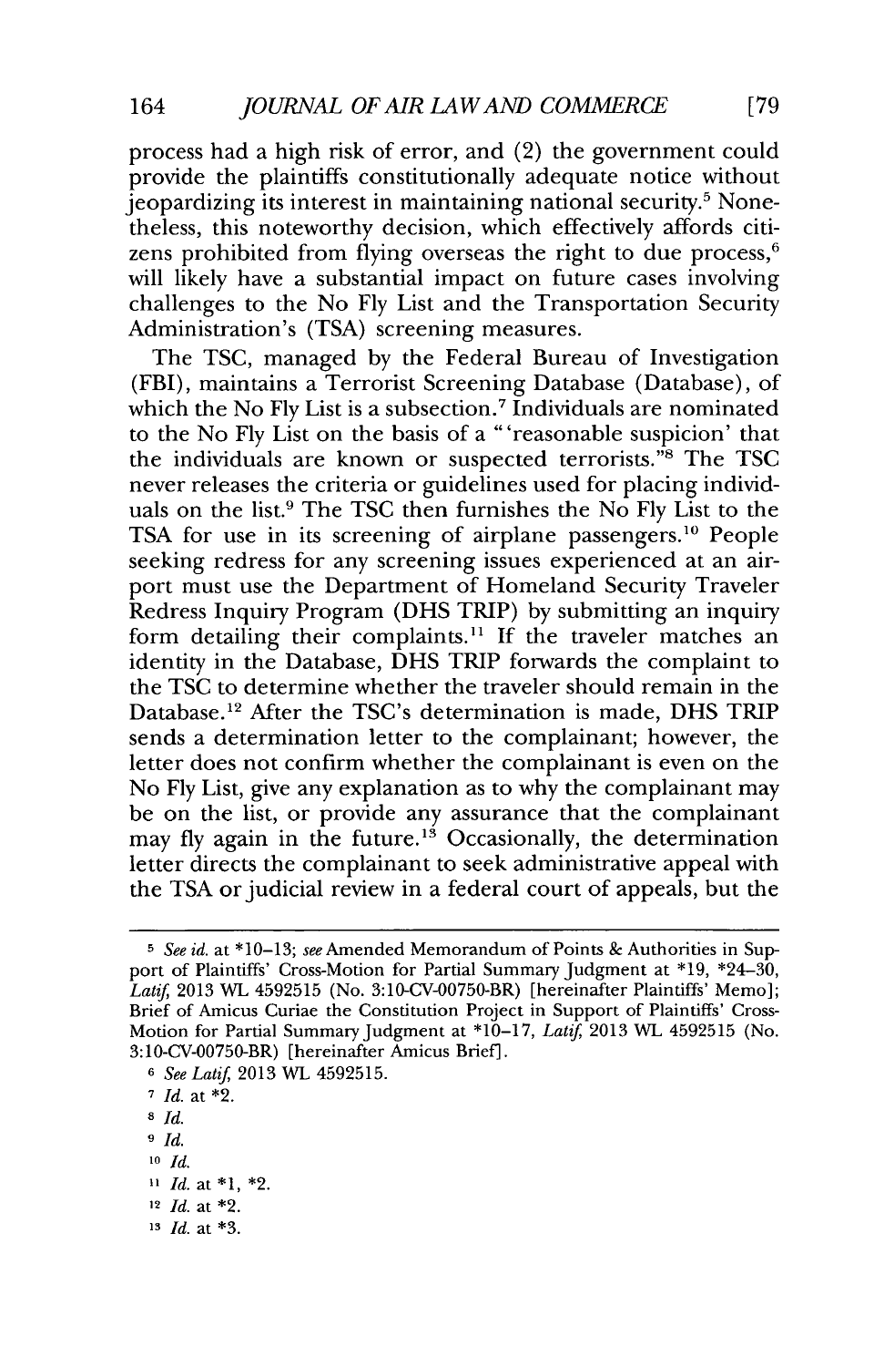process had a high risk of error, and (2) the government could provide the plaintiffs constitutionally adequate notice without jeopardizing its interest in maintaining national security.[5] Nonetheless, this noteworthy decision, which effectively affords citizens prohibited from flying overseas the right to due process,[6] will likely have a substantial impact on future cases involving challenges to the No Fly List and the Transportation Security Administration's (TSA) screening measures.

The TSC, managed by the Federal Bureau of Investigation (FBI), maintains a Terrorist Screening Database (Database), of which the No Fly List is a subsection.[7] Individuals are nominated to the No Fly List on the basis of a "'reasonable suspicion' that the individuals are known or suspected terrorists."[8] The TSC never releases the criteria or guidelines used for placing individuals on the list.[9] The TSC then furnishes the No Fly List to the TSA for use in its screening of airplane passengers.[10] People seeking redress for any screening issues experienced at an airport must use the Department of Homeland Security Traveler Redress Inquiry Program (DHS TRIP) by submitting an inquiry form detailing their complaints.[11] If the traveler matches an identity in the Database, DHS TRIP forwards the complaint to the TSC to determine whether the traveler should remain in the Database.[12] After the TSC's determination is made, DHS TRIP sends a determination letter to the complainant; however, the letter does not confirm whether the complainant is even on the No Fly List, give any explanation as to why the complainant may be on the list, or provide any assurance that the complainant may fly again in the future.[13] Occasionally, the determination letter directs the complainant to seek administrative appeal with the TSA or judicial review in a federal court of appeals, but the

---

[5] *See id.* at *10–13; *see* Amended Memorandum of Points & Authorities in Support of Plaintiffs' Cross-Motion for Partial Summary Judgment at *19, *24–30, *Latif*, 2013 WL 4592515 (No. 3:10-CV-00750-BR) [hereinafter Plaintiffs' Memo]; Brief of Amicus Curiae the Constitution Project in Support of Plaintiffs' Cross-Motion for Partial Summary Judgment at *10–17, *Latif*, 2013 WL 4592515 (No. 3:10-CV-00750-BR) [hereinafter Amicus Brief].

[6] *See Latif*, 2013 WL 4592515.

[7] *Id.* at *2.

[8] *Id.*

[9] *Id.*

[10] *Id.*

[11] *Id.* at *1, *2.

[12] *Id.* at *2.

[13] *Id.* at *3.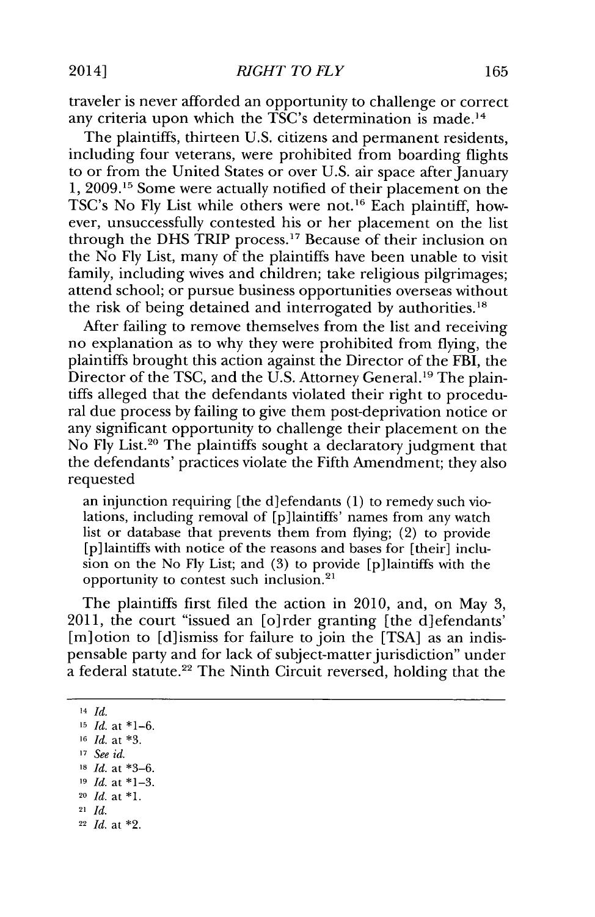traveler is never afforded an opportunity to challenge or correct any criteria upon which the TSC's determination is made.[14]

The plaintiffs, thirteen U.S. citizens and permanent residents, including four veterans, were prohibited from boarding flights to or from the United States or over U.S. air space after January 1, 2009.[15] Some were actually notified of their placement on the TSC's No Fly List while others were not.[16] Each plaintiff, however, unsuccessfully contested his or her placement on the list through the DHS TRIP process.[17] Because of their inclusion on the No Fly List, many of the plaintiffs have been unable to visit family, including wives and children; take religious pilgrimages; attend school; or pursue business opportunities overseas without the risk of being detained and interrogated by authorities.[18]

After failing to remove themselves from the list and receiving no explanation as to why they were prohibited from flying, the plaintiffs brought this action against the Director of the FBI, the Director of the TSC, and the U.S. Attorney General.[19] The plaintiffs alleged that the defendants violated their right to procedural due process by failing to give them post-deprivation notice or any significant opportunity to challenge their placement on the No Fly List.[20] The plaintiffs sought a declaratory judgment that the defendants' practices violate the Fifth Amendment; they also requested

> an injunction requiring [the d]efendants (1) to remedy such violations, including removal of [p]laintiffs' names from any watch list or database that prevents them from flying; (2) to provide [p]laintiffs with notice of the reasons and bases for [their] inclusion on the No Fly List; and (3) to provide [p]laintiffs with the opportunity to contest such inclusion.[21]

The plaintiffs first filed the action in 2010, and, on May 3, 2011, the court "issued an [o]rder granting [the d]efendants' [m]otion to [d]ismiss for failure to join the [TSA] as an indispensable party and for lack of subject-matter jurisdiction" under a federal statute.[22] The Ninth Circuit reversed, holding that the

---

14 *Id.*

15 *Id.* at *1–6.

16 *Id.* at *3.

17 *See id.*

18 *Id.* at *3–6.

19 *Id.* at *1–3.

20 *Id.* at *1.

21 *Id.*

22 *Id.* at *2.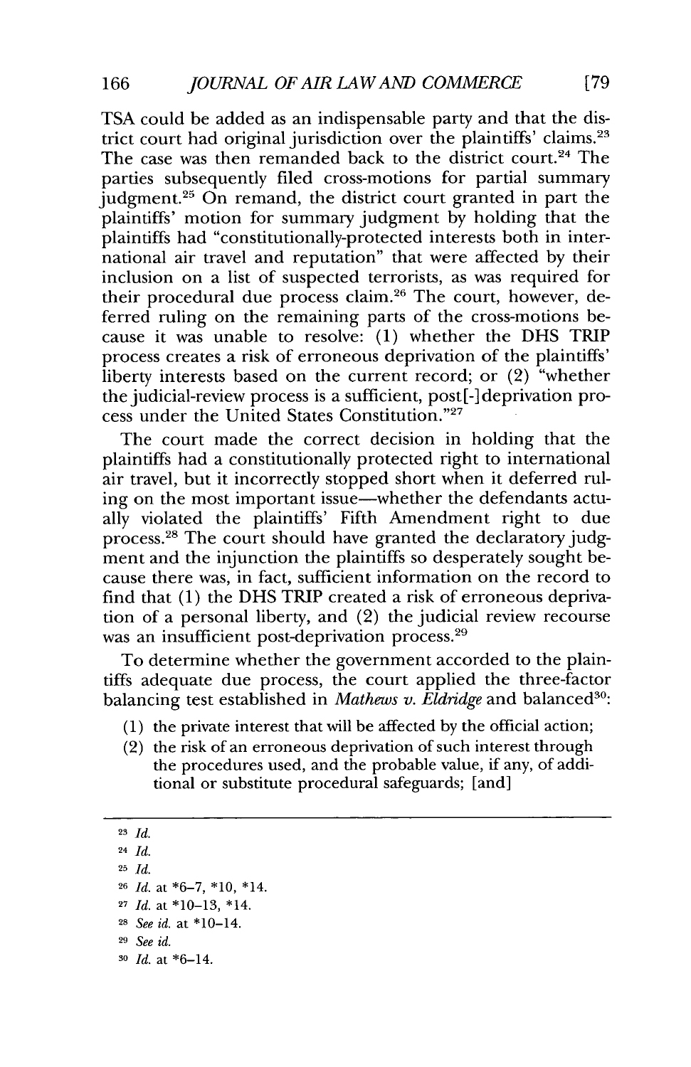TSA could be added as an indispensable party and that the district court had original jurisdiction over the plaintiffs' claims.[23] The case was then remanded back to the district court.[24] The parties subsequently filed cross-motions for partial summary judgment.[25] On remand, the district court granted in part the plaintiffs' motion for summary judgment by holding that the plaintiffs had "constitutionally-protected interests both in international air travel and reputation" that were affected by their inclusion on a list of suspected terrorists, as was required for their procedural due process claim.[26] The court, however, deferred ruling on the remaining parts of the cross-motions because it was unable to resolve: (1) whether the DHS TRIP process creates a risk of erroneous deprivation of the plaintiffs' liberty interests based on the current record; or (2) "whether the judicial-review process is a sufficient, post[-]deprivation process under the United States Constitution."[27]

The court made the correct decision in holding that the plaintiffs had a constitutionally protected right to international air travel, but it incorrectly stopped short when it deferred ruling on the most important issue—whether the defendants actually violated the plaintiffs' Fifth Amendment right to due process.[28] The court should have granted the declaratory judgment and the injunction the plaintiffs so desperately sought because there was, in fact, sufficient information on the record to find that (1) the DHS TRIP created a risk of erroneous deprivation of a personal liberty, and (2) the judicial review recourse was an insufficient post-deprivation process.[29]

To determine whether the government accorded to the plaintiffs adequate due process, the court applied the three-factor balancing test established in *Mathews v. Eldridge* and balanced[30]:

> (1) the private interest that will be affected by the official action;
> (2) the risk of an erroneous deprivation of such interest through the procedures used, and the probable value, if any, of additional or substitute procedural safeguards; [and]

---

[23] *Id.*

[24] *Id.*

[25] *Id.*

[26] *Id.* at *6–7, *10, *14.

[27] *Id.* at *10–13, *14.

[28] *See id.* at *10–14.

[29] *See id.*

[30] *Id.* at *6–14.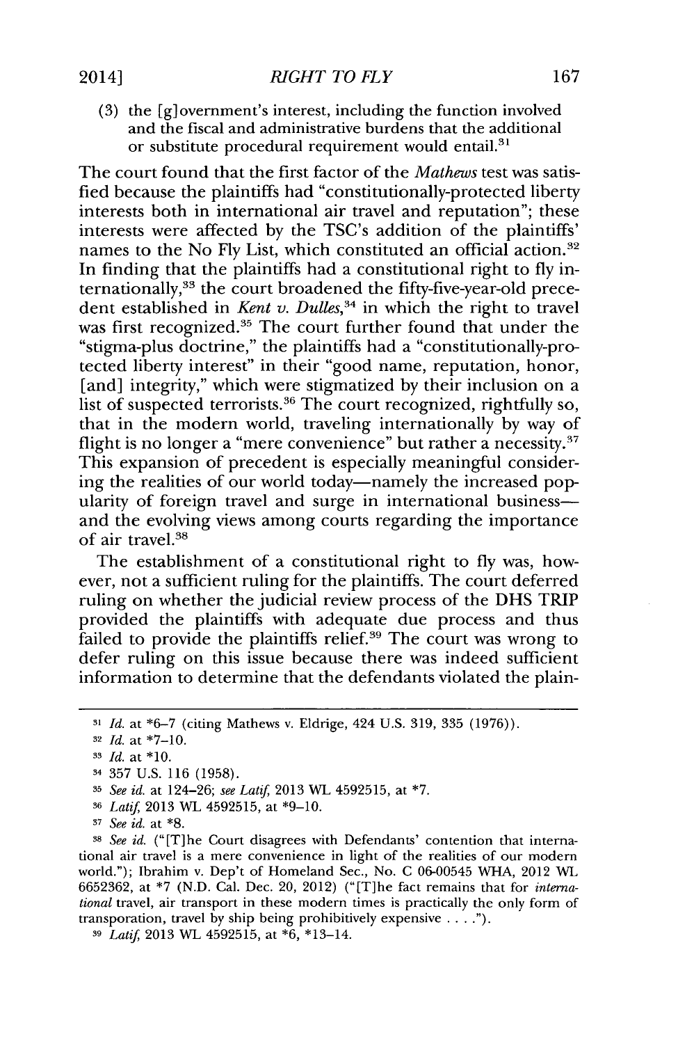(3) the [g]overnment's interest, including the function involved and the fiscal and administrative burdens that the additional or substitute procedural requirement would entail.[31]

The court found that the first factor of the *Mathews* test was satisfied because the plaintiffs had "constitutionally-protected liberty interests both in international air travel and reputation"; these interests were affected by the TSC's addition of the plaintiffs' names to the No Fly List, which constituted an official action.[32] In finding that the plaintiffs had a constitutional right to fly internationally,[33] the court broadened the fifty-five-year-old precedent established in *Kent v. Dulles*,[34] in which the right to travel was first recognized.[35] The court further found that under the "stigma-plus doctrine," the plaintiffs had a "constitutionally-protected liberty interest" in their "good name, reputation, honor, [and] integrity," which were stigmatized by their inclusion on a list of suspected terrorists.[36] The court recognized, rightfully so, that in the modern world, traveling internationally by way of flight is no longer a "mere convenience" but rather a necessity.[37] This expansion of precedent is especially meaningful considering the realities of our world today—namely the increased popularity of foreign travel and surge in international business—and the evolving views among courts regarding the importance of air travel.[38]

The establishment of a constitutional right to fly was, however, not a sufficient ruling for the plaintiffs. The court deferred ruling on whether the judicial review process of the DHS TRIP provided the plaintiffs with adequate due process and thus failed to provide the plaintiffs relief.[39] The court was wrong to defer ruling on this issue because there was indeed sufficient information to determine that the defendants violated the plain-

---

[31] *Id.* at *6–7 (citing Mathews v. Eldrige, 424 U.S. 319, 335 (1976)).

[32] *Id.* at *7–10.

[33] *Id.* at *10.

[34] 357 U.S. 116 (1958).

[35] *See id.* at 124–26; *see Latif*, 2013 WL 4592515, at *7.

[36] *Latif*, 2013 WL 4592515, at *9–10.

[37] *See id.* at *8.

[38] *See id.* ("[T]he Court disagrees with Defendants' contention that international air travel is a mere convenience in light of the realities of our modern world."); Ibrahim v. Dep't of Homeland Sec., No. C 06-00545 WHA, 2012 WL 6652362, at *7 (N.D. Cal. Dec. 20, 2012) ("[T]he fact remains that for *international* travel, air transport in these modern times is practically the only form of transporation, travel by ship being prohibitively expensive . . . .").

[39] *Latif*, 2013 WL 4592515, at *6, *13–14.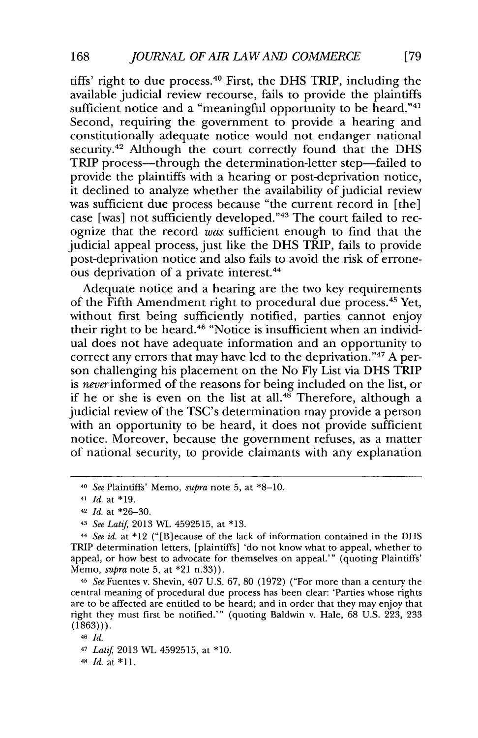tiffs' right to due process.[40] First, the DHS TRIP, including the available judicial review recourse, fails to provide the plaintiffs sufficient notice and a "meaningful opportunity to be heard."[41] Second, requiring the government to provide a hearing and constitutionally adequate notice would not endanger national security.[42] Although the court correctly found that the DHS TRIP process—through the determination-letter step—failed to provide the plaintiffs with a hearing or post-deprivation notice, it declined to analyze whether the availability of judicial review was sufficient due process because "the current record in [the] case [was] not sufficiently developed."[43] The court failed to recognize that the record *was* sufficient enough to find that the judicial appeal process, just like the DHS TRIP, fails to provide post-deprivation notice and also fails to avoid the risk of erroneous deprivation of a private interest.[44]

Adequate notice and a hearing are the two key requirements of the Fifth Amendment right to procedural due process.[45] Yet, without first being sufficiently notified, parties cannot enjoy their right to be heard.[46] "Notice is insufficient when an individual does not have adequate information and an opportunity to correct any errors that may have led to the deprivation."[47] A person challenging his placement on the No Fly List via DHS TRIP is *never* informed of the reasons for being included on the list, or if he or she is even on the list at all.[48] Therefore, although a judicial review of the TSC's determination may provide a person with an opportunity to be heard, it does not provide sufficient notice. Moreover, because the government refuses, as a matter of national security, to provide claimants with any explanation

---

[40] *See* Plaintiffs' Memo, *supra* note 5, at *8–10.

[41] *Id.* at *19.

[42] *Id.* at *26–30.

[43] *See Latif*, 2013 WL 4592515, at *13.

[44] *See id.* at *12 ("[B]ecause of the lack of information contained in the DHS TRIP determination letters, [plaintiffs] 'do not know what to appeal, whether to appeal, or how best to advocate for themselves on appeal.'" (quoting Plaintiffs' Memo, *supra* note 5, at *21 n.33)).

[45] *See* Fuentes v. Shevin, 407 U.S. 67, 80 (1972) ("For more than a century the central meaning of procedural due process has been clear: 'Parties whose rights are to be affected are entitled to be heard; and in order that they may enjoy that right they must first be notified.'" (quoting Baldwin v. Hale, 68 U.S. 223, 233 (1863))).

[46] *Id.*

[47] *Latif*, 2013 WL 4592515, at *10.

[48] *Id.* at *11.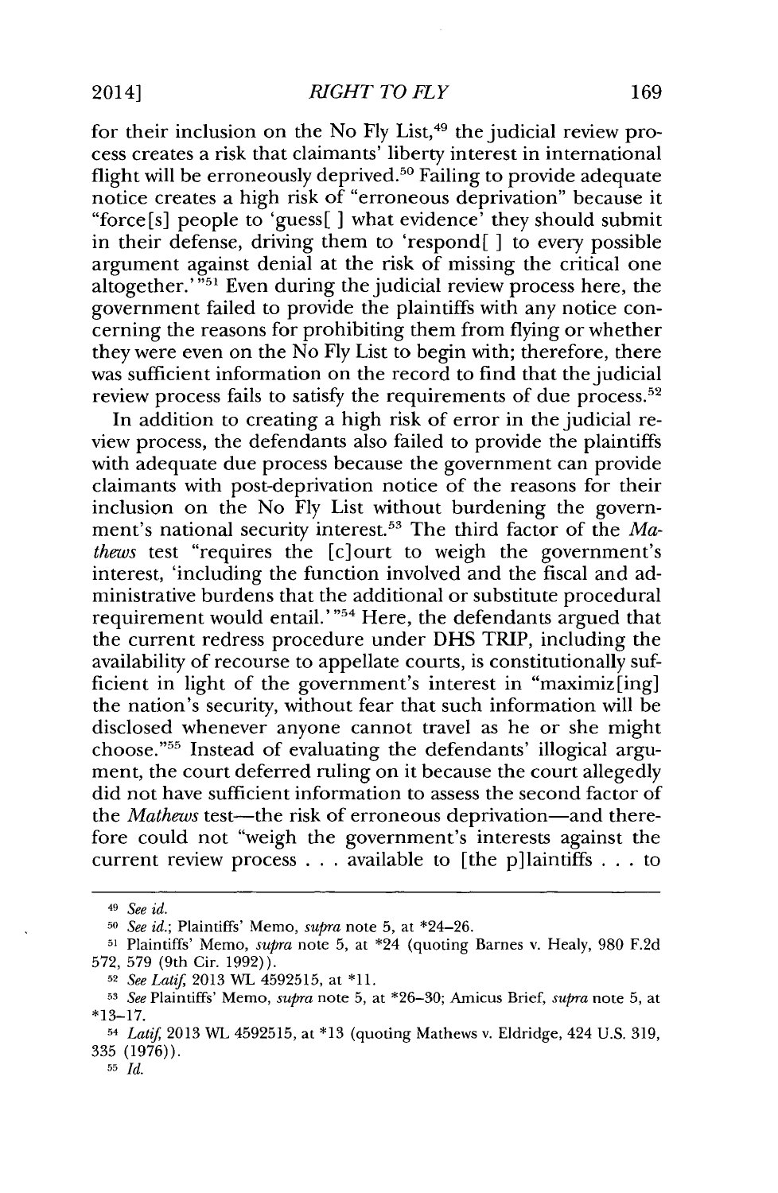for their inclusion on the No Fly List,[49] the judicial review process creates a risk that claimants' liberty interest in international flight will be erroneously deprived.[50] Failing to provide adequate notice creates a high risk of "erroneous deprivation" because it "force[s] people to 'guess[ ] what evidence' they should submit in their defense, driving them to 'respond[ ] to every possible argument against denial at the risk of missing the critical one altogether.'"[51] Even during the judicial review process here, the government failed to provide the plaintiffs with any notice concerning the reasons for prohibiting them from flying or whether they were even on the No Fly List to begin with; therefore, there was sufficient information on the record to find that the judicial review process fails to satisfy the requirements of due process.[52]

In addition to creating a high risk of error in the judicial review process, the defendants also failed to provide the plaintiffs with adequate due process because the government can provide claimants with post-deprivation notice of the reasons for their inclusion on the No Fly List without burdening the government's national security interest.[53] The third factor of the *Mathews* test "requires the [c]ourt to weigh the government's interest, 'including the function involved and the fiscal and administrative burdens that the additional or substitute procedural requirement would entail.'"[54] Here, the defendants argued that the current redress procedure under DHS TRIP, including the availability of recourse to appellate courts, is constitutionally sufficient in light of the government's interest in "maximiz[ing] the nation's security, without fear that such information will be disclosed whenever anyone cannot travel as he or she might choose."[55] Instead of evaluating the defendants' illogical argument, the court deferred ruling on it because the court allegedly did not have sufficient information to assess the second factor of the *Mathews* test—the risk of erroneous deprivation—and therefore could not "weigh the government's interests against the current review process . . . available to [the p]laintiffs . . . to

---

[49] *See id.*

[50] *See id.*; Plaintiffs' Memo, *supra* note 5, at *24–26.

[51] Plaintiffs' Memo, *supra* note 5, at *24 (quoting Barnes v. Healy, 980 F.2d 572, 579 (9th Cir. 1992)).

[52] *See Latif*, 2013 WL 4592515, at *11.

[53] *See* Plaintiffs' Memo, *supra* note 5, at *26–30; Amicus Brief, *supra* note 5, at *13–17.

[54] *Latif*, 2013 WL 4592515, at *13 (quoting Mathews v. Eldridge, 424 U.S. 319, 335 (1976)).

[55] *Id.*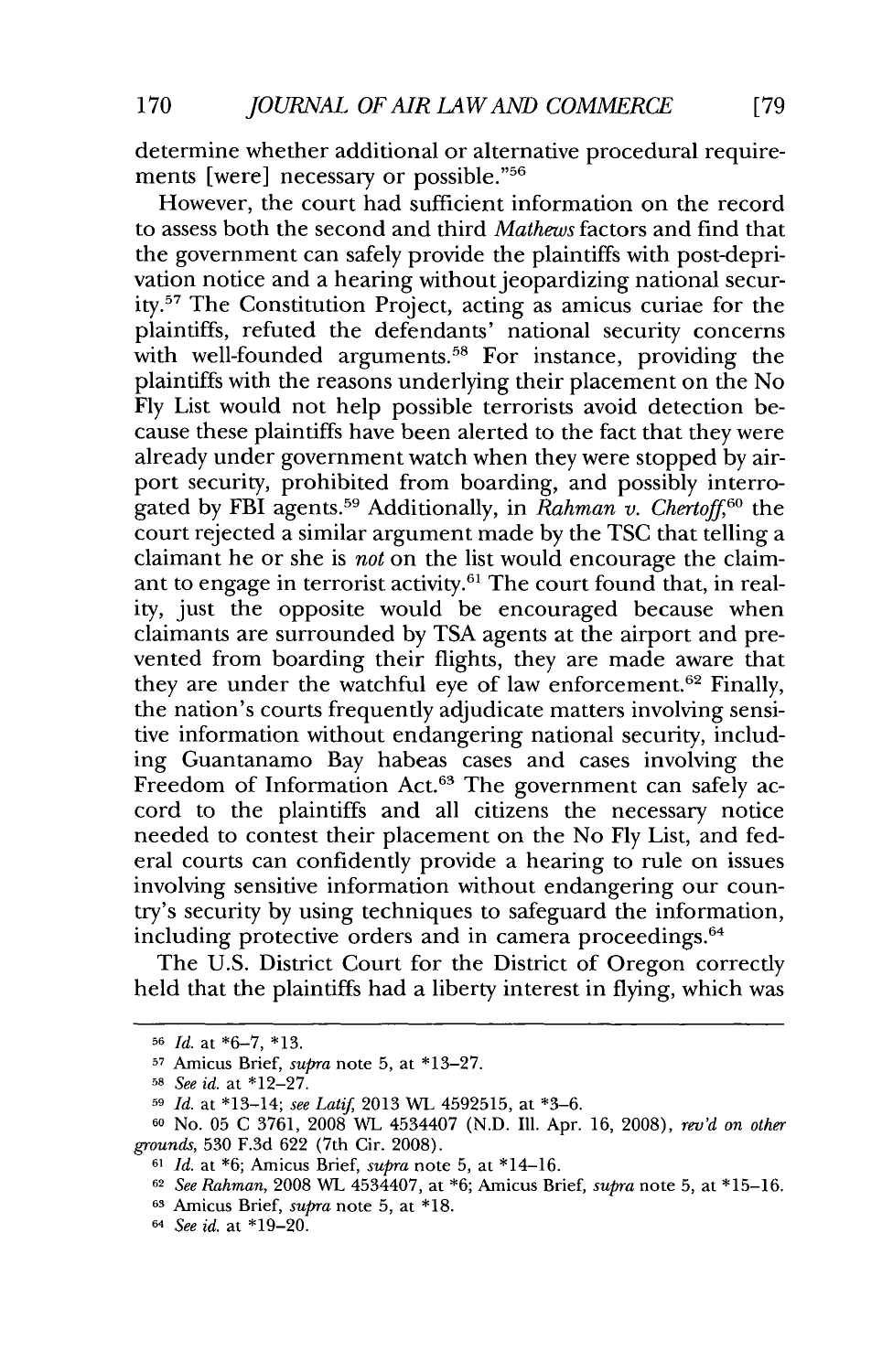determine whether additional or alternative procedural requirements [were] necessary or possible."[56]

However, the court had sufficient information on the record to assess both the second and third *Mathews* factors and find that the government can safely provide the plaintiffs with post-deprivation notice and a hearing without jeopardizing national security.[57] The Constitution Project, acting as amicus curiae for the plaintiffs, refuted the defendants' national security concerns with well-founded arguments.[58] For instance, providing the plaintiffs with the reasons underlying their placement on the No Fly List would not help possible terrorists avoid detection because these plaintiffs have been alerted to the fact that they were already under government watch when they were stopped by airport security, prohibited from boarding, and possibly interrogated by FBI agents.[59] Additionally, in *Rahman v. Chertoff*,[60] the court rejected a similar argument made by the TSC that telling a claimant he or she is *not* on the list would encourage the claimant to engage in terrorist activity.[61] The court found that, in reality, just the opposite would be encouraged because when claimants are surrounded by TSA agents at the airport and prevented from boarding their flights, they are made aware that they are under the watchful eye of law enforcement.[62] Finally, the nation's courts frequently adjudicate matters involving sensitive information without endangering national security, including Guantanamo Bay habeas cases and cases involving the Freedom of Information Act.[63] The government can safely accord to the plaintiffs and all citizens the necessary notice needed to contest their placement on the No Fly List, and federal courts can confidently provide a hearing to rule on issues involving sensitive information without endangering our country's security by using techniques to safeguard the information, including protective orders and in camera proceedings.[64]

The U.S. District Court for the District of Oregon correctly held that the plaintiffs had a liberty interest in flying, which was

---

[56] *Id.* at *6–7, *13.

[57] Amicus Brief, *supra* note 5, at *13–27.

[58] *See id.* at *12–27.

[59] *Id.* at *13–14; *see Latif*, 2013 WL 4592515, at *3–6.

[60] No. 05 C 3761, 2008 WL 4534407 (N.D. Ill. Apr. 16, 2008), *rev'd on other grounds*, 530 F.3d 622 (7th Cir. 2008).

[61] *Id.* at *6; Amicus Brief, *supra* note 5, at *14–16.

[62] *See Rahman*, 2008 WL 4534407, at *6; Amicus Brief, *supra* note 5, at *15–16.

[63] Amicus Brief, *supra* note 5, at *18.

[64] *See id.* at *19–20.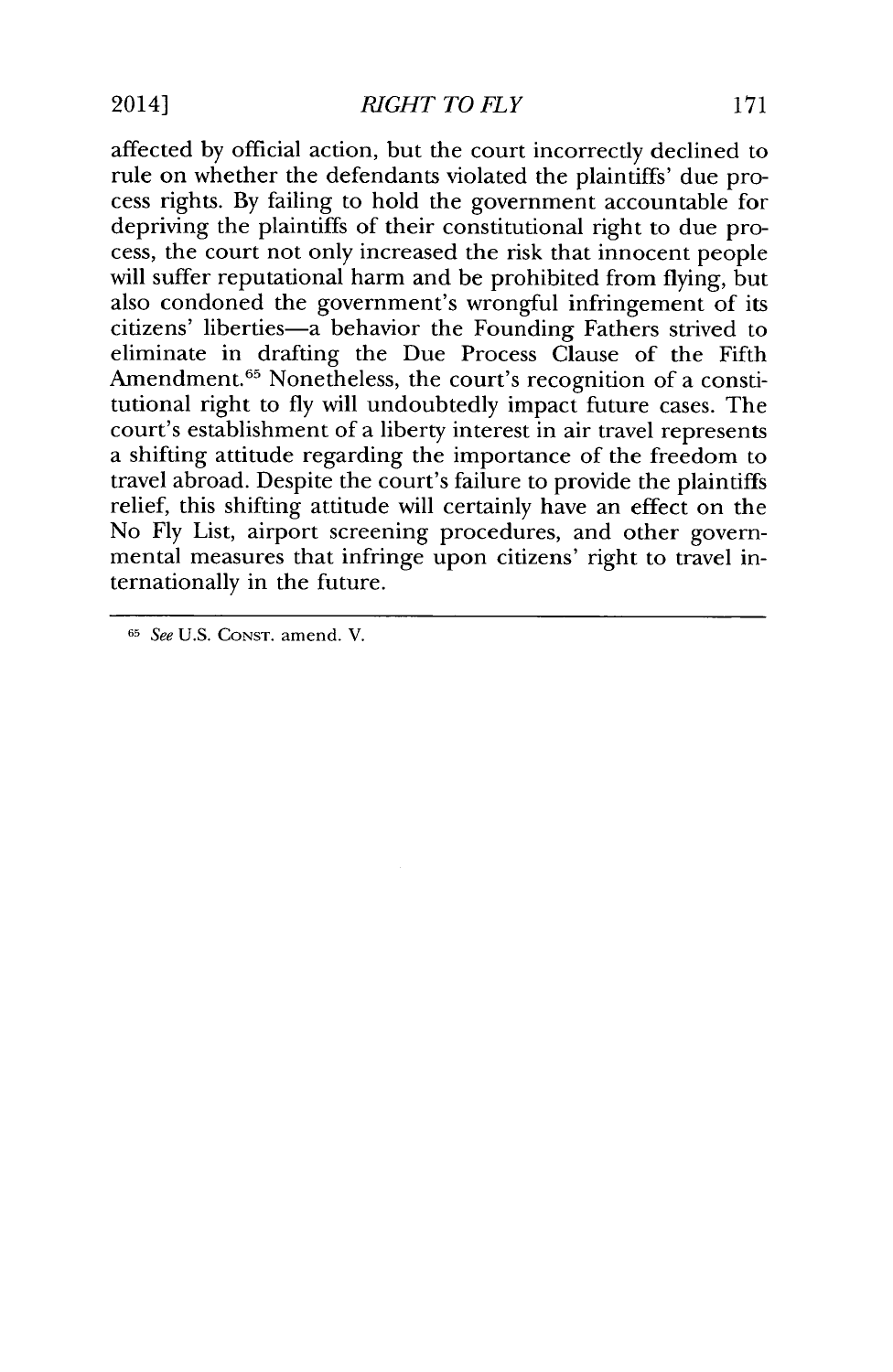affected by official action, but the court incorrectly declined to rule on whether the defendants violated the plaintiffs' due process rights. By failing to hold the government accountable for depriving the plaintiffs of their constitutional right to due process, the court not only increased the risk that innocent people will suffer reputational harm and be prohibited from flying, but also condoned the government's wrongful infringement of its citizens' liberties—a behavior the Founding Fathers strived to eliminate in drafting the Due Process Clause of the Fifth Amendment.[65] Nonetheless, the court's recognition of a constitutional right to fly will undoubtedly impact future cases. The court's establishment of a liberty interest in air travel represents a shifting attitude regarding the importance of the freedom to travel abroad. Despite the court's failure to provide the plaintiffs relief, this shifting attitude will certainly have an effect on the No Fly List, airport screening procedures, and other governmental measures that infringe upon citizens' right to travel internationally in the future.

---

[65] *See* U.S. CONST. amend. V.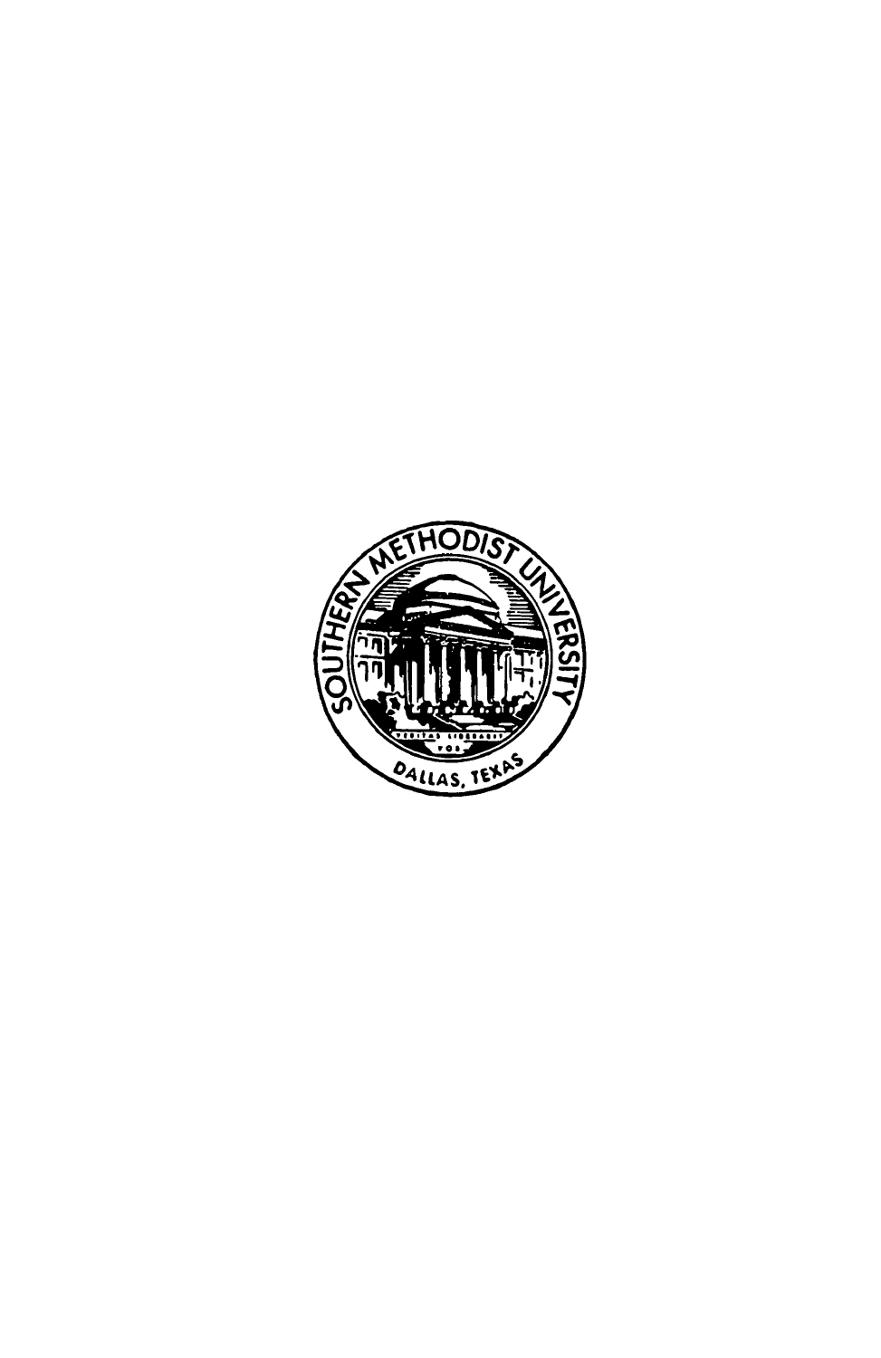SOUTHERN METHODIST UNIVERSITY

VERITAS LIBERABIT VOS

DALLAS, TEXAS